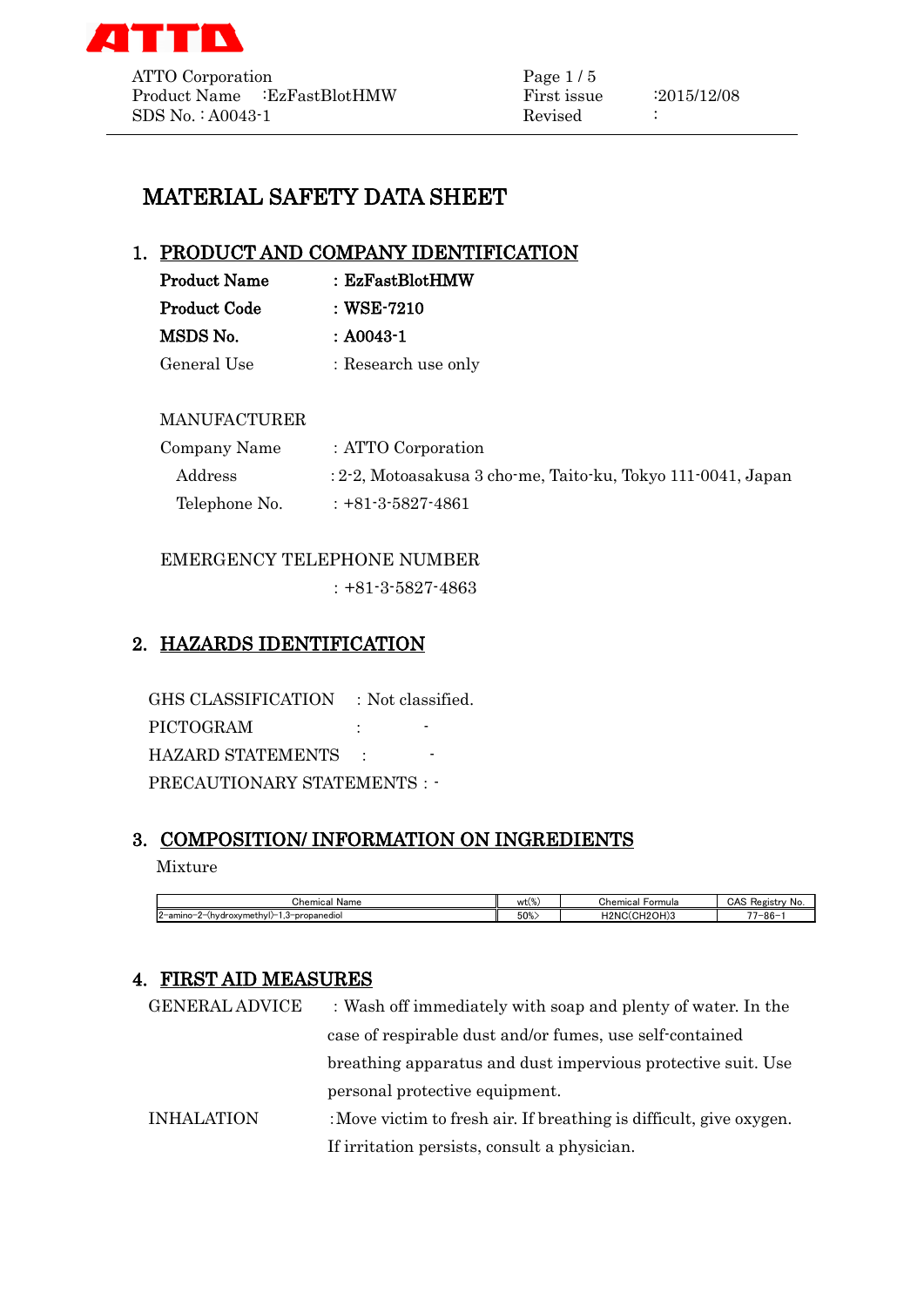# MATERIAL SAFETY DATA SHEET

## 1. PRODUCT AND COMPANY IDENTIFICATION

**Product Name** : **EzFastBlotHMW**

**Product Code** : **WSE-7210**

**MSDS No.** : **A0043-1**

General Use : Research use only

MANUFACTURER

Company Name : ATTO Corporation

Address : 2-2, Motoasakusa 3 cho-me, Taito-ku, Tokyo 111-0041, Japan

Telephone No. : +81-3-5827-4861

EMERGENCY TELEPHONE NUMBER

: +81-3-5827-4863

## 2. HAZARDS IDENTIFICATION

GHS CLASSIFICATION : Not classified.

PICTOGRAM : -

HAZARD STATEMENTS : -

PRECAUTIONARY STATEMENTS : -

## 3. COMPOSITION/ INFORMATION ON INGREDIENTS

Mixture

| Chemical Name | wt(%) | Chemical Formula | CAS Registry No. |
|---|---|---|---|
| 2-amino-2-(hydroxymethyl)-1,3-propanediol | 50%> | H2NC(CH2OH)3 | 77-86-1 |

## 4. FIRST AID MEASURES

GENERAL ADVICE : Wash off immediately with soap and plenty of water. In the case of respirable dust and/or fumes, use self-contained breathing apparatus and dust impervious protective suit. Use personal protective equipment.

INHALATION : Move victim to fresh air. If breathing is difficult, give oxygen. If irritation persists, consult a physician.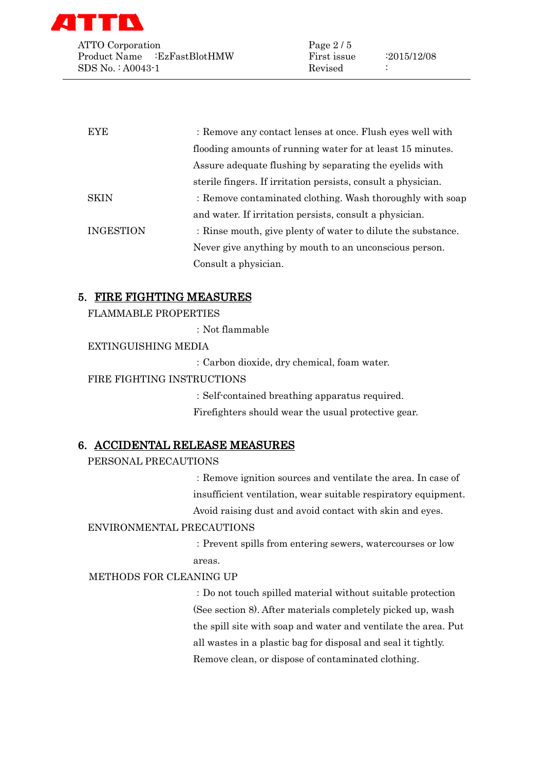EYE : Remove any contact lenses at once. Flush eyes well with flooding amounts of running water for at least 15 minutes. Assure adequate flushing by separating the eyelids with sterile fingers. If irritation persists, consult a physician.

SKIN : Remove contaminated clothing. Wash thoroughly with soap and water. If irritation persists, consult a physician.

INGESTION : Rinse mouth, give plenty of water to dilute the substance. Never give anything by mouth to an unconscious person. Consult a physician.

## 5. FIRE FIGHTING MEASURES

FLAMMABLE PROPERTIES

: Not flammable

EXTINGUISHING MEDIA

: Carbon dioxide, dry chemical, foam water.

FIRE FIGHTING INSTRUCTIONS

: Self-contained breathing apparatus required. Firefighters should wear the usual protective gear.

## 6. ACCIDENTAL RELEASE MEASURES

PERSONAL PRECAUTIONS

: Remove ignition sources and ventilate the area. In case of insufficient ventilation, wear suitable respiratory equipment. Avoid raising dust and avoid contact with skin and eyes.

ENVIRONMENTAL PRECAUTIONS

: Prevent spills from entering sewers, watercourses or low areas.

METHODS FOR CLEANING UP

: Do not touch spilled material without suitable protection (See section 8). After materials completely picked up, wash the spill site with soap and water and ventilate the area. Put all wastes in a plastic bag for disposal and seal it tightly. Remove clean, or dispose of contaminated clothing.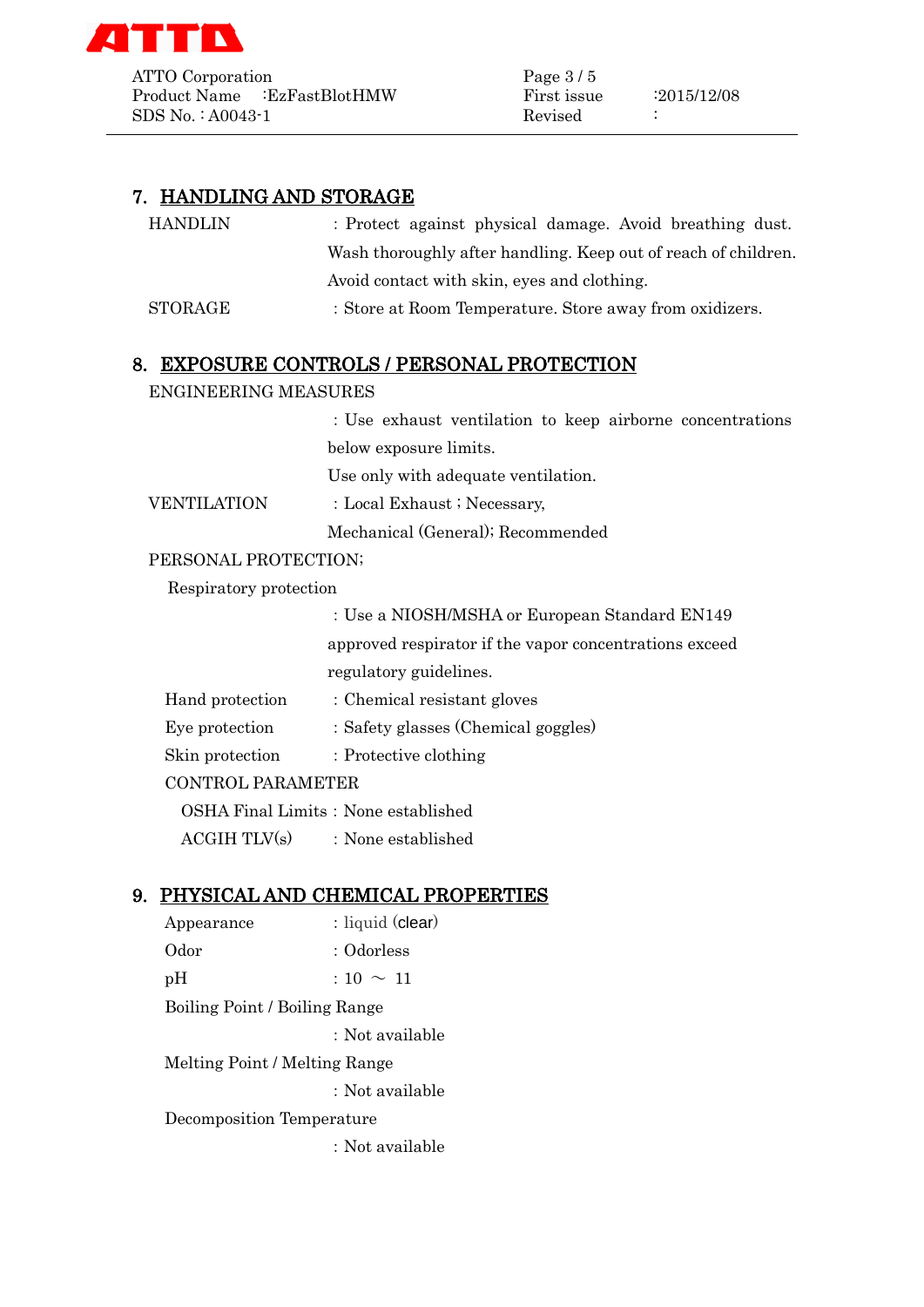## 7. HANDLING AND STORAGE

HANDLIN : Protect against physical damage. Avoid breathing dust. Wash thoroughly after handling. Keep out of reach of children. Avoid contact with skin, eyes and clothing.

STORAGE : Store at Room Temperature. Store away from oxidizers.

## 8. EXPOSURE CONTROLS / PERSONAL PROTECTION

ENGINEERING MEASURES

: Use exhaust ventilation to keep airborne concentrations below exposure limits.
Use only with adequate ventilation.

VENTILATION : Local Exhaust ; Necessary,
Mechanical (General); Recommended

PERSONAL PROTECTION;

Respiratory protection

: Use a NIOSH/MSHA or European Standard EN149 approved respirator if the vapor concentrations exceed regulatory guidelines.

Hand protection : Chemical resistant gloves

Eye protection : Safety glasses (Chemical goggles)

Skin protection : Protective clothing

CONTROL PARAMETER

OSHA Final Limits : None established

ACGIH TLV(s) : None established

## 9. PHYSICAL AND CHEMICAL PROPERTIES

Appearance : liquid (clear)

Odor : Odorless

pH : 10 ～ 11

Boiling Point / Boiling Range

: Not available

Melting Point / Melting Range

: Not available

Decomposition Temperature

: Not available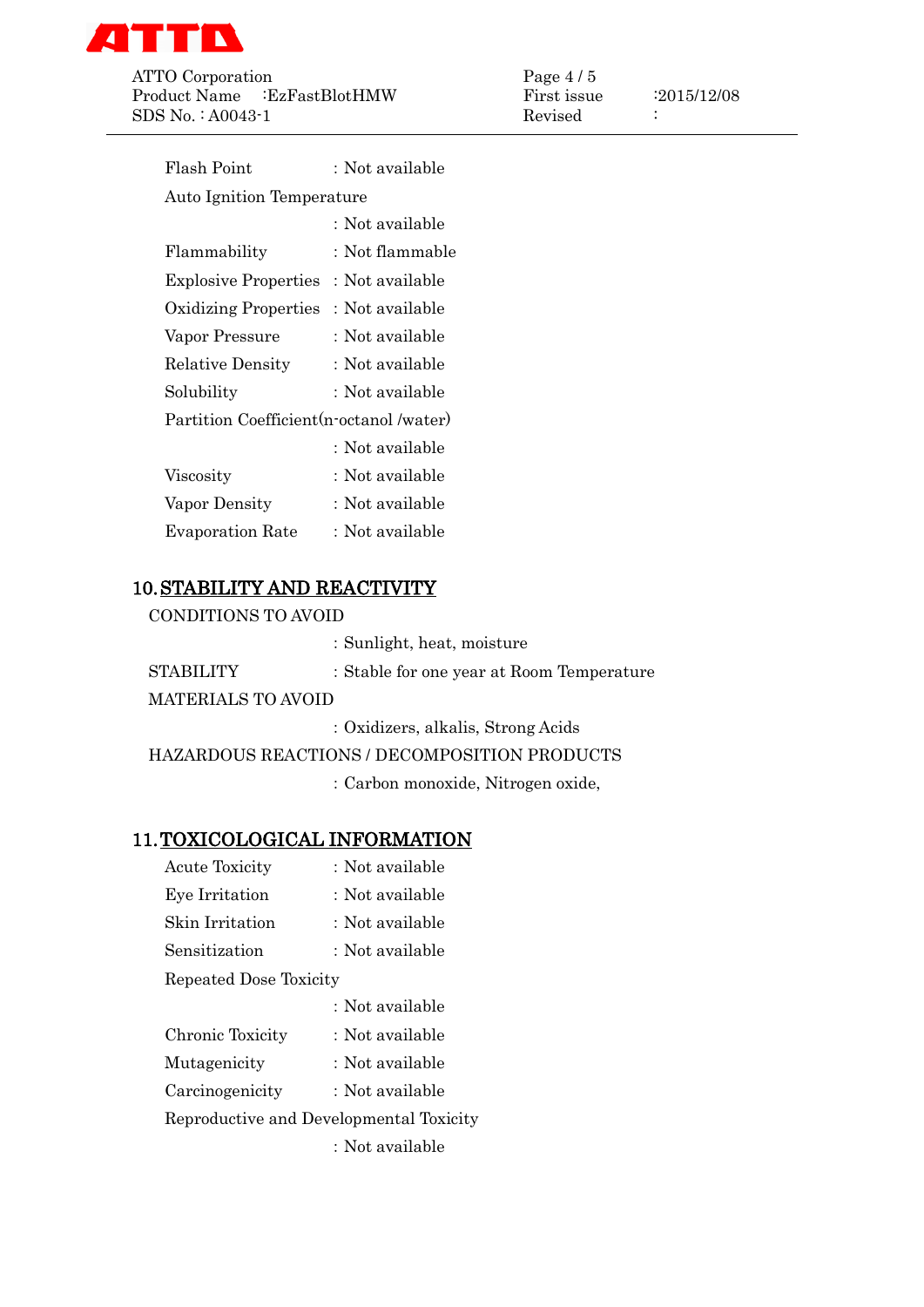Flash Point : Not available

Auto Ignition Temperature

: Not available

Flammability : Not flammable

Explosive Properties : Not available

Oxidizing Properties : Not available

Vapor Pressure : Not available

Relative Density : Not available

Solubility : Not available

Partition Coefficient(n-octanol /water)

: Not available

Viscosity : Not available

Vapor Density : Not available

Evaporation Rate : Not available

## 10. STABILITY AND REACTIVITY

CONDITIONS TO AVOID

: Sunlight, heat, moisture

STABILITY : Stable for one year at Room Temperature

MATERIALS TO AVOID

: Oxidizers, alkalis, Strong Acids

HAZARDOUS REACTIONS / DECOMPOSITION PRODUCTS

: Carbon monoxide, Nitrogen oxide,

## 11. TOXICOLOGICAL INFORMATION

Acute Toxicity : Not available

Eye Irritation : Not available

Skin Irritation : Not available

Sensitization : Not available

Repeated Dose Toxicity

: Not available

Chronic Toxicity : Not available

Mutagenicity : Not available

Carcinogenicity : Not available

Reproductive and Developmental Toxicity

: Not available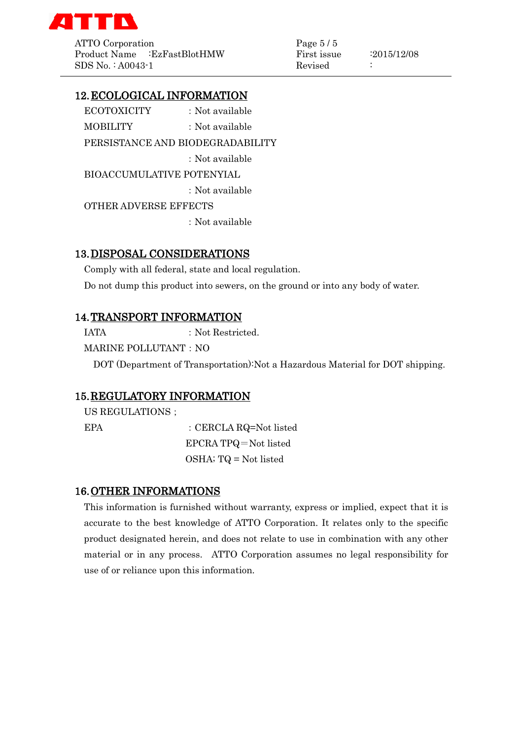## 12. ECOLOGICAL INFORMATION

ECOTOXICITY : Not available

MOBILITY : Not available

PERSISTANCE AND BIODEGRADABILITY

: Not available

BIOACCUMULATIVE POTENYIAL

: Not available

OTHER ADVERSE EFFECTS

: Not available

## 13. DISPOSAL CONSIDERATIONS

Comply with all federal, state and local regulation.

Do not dump this product into sewers, on the ground or into any body of water.

## 14. TRANSPORT INFORMATION

IATA : Not Restricted.

MARINE POLLUTANT : NO

DOT (Department of Transportation):Not a Hazardous Material for DOT shipping.

## 15. REGULATORY INFORMATION

US REGULATIONS ;

EPA : CERCLA RQ=Not listed

EPCRA TPQ＝Not listed

OSHA: TQ = Not listed

## 16. OTHER INFORMATIONS

This information is furnished without warranty, express or implied, expect that it is accurate to the best knowledge of ATTO Corporation. It relates only to the specific product designated herein, and does not relate to use in combination with any other material or in any process. ATTO Corporation assumes no legal responsibility for use of or reliance upon this information.